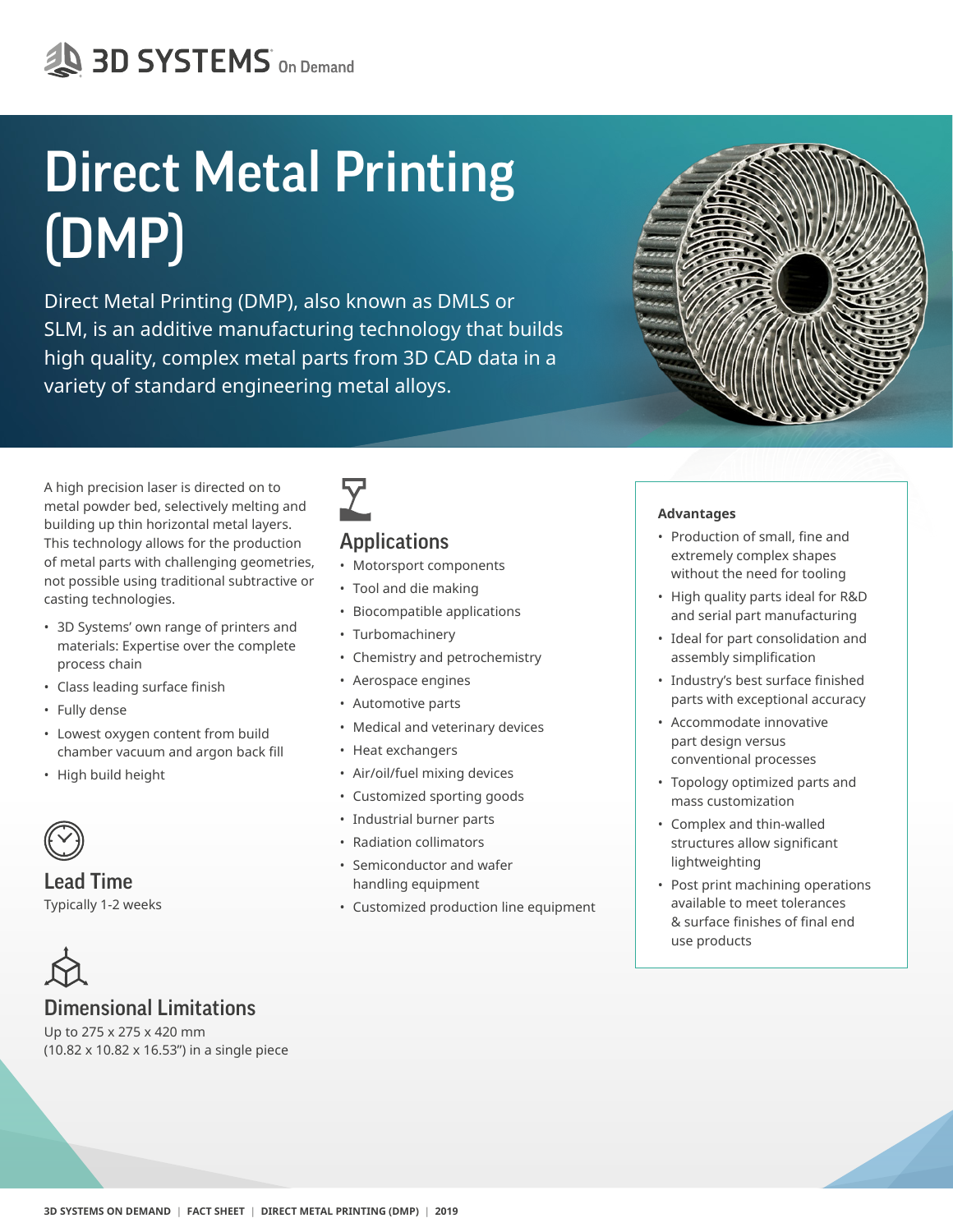3D SYSTEMS On Demand

# Direct Metal Printing (DMP)

Direct Metal Printing (DMP), also known as DMLS or SLM, is an additive manufacturing technology that builds high quality, complex metal parts from 3D CAD data in a variety of standard engineering metal alloys.

A high precision laser is directed on to metal powder bed, selectively melting and building up thin horizontal metal layers. This technology allows for the production of metal parts with challenging geometries, not possible using traditional subtractive or casting technologies.

- 3D Systems' own range of printers and materials: Expertise over the complete process chain
- Class leading surface finish
- Fully dense
- Lowest oxygen content from build chamber vacuum and argon back fill
- High build height

## Lead Time

Typically 1-2 weeks

## Dimensional Limitations

Up to 275 x 275 x 420 mm
(10.82 x 10.82 x 16.53") in a single piece

## Applications

- Motorsport components
- Tool and die making
- Biocompatible applications
- Turbomachinery
- Chemistry and petrochemistry
- Aerospace engines
- Automotive parts
- Medical and veterinary devices
- Heat exchangers
- Air/oil/fuel mixing devices
- Customized sporting goods
- Industrial burner parts
- Radiation collimators
- Semiconductor and wafer handling equipment
- Customized production line equipment

**Advantages**

- Production of small, fine and extremely complex shapes without the need for tooling
- High quality parts ideal for R&D and serial part manufacturing
- Ideal for part consolidation and assembly simplification
- Industry's best surface finished parts with exceptional accuracy
- Accommodate innovative part design versus conventional processes
- Topology optimized parts and mass customization
- Complex and thin-walled structures allow significant lightweighting
- Post print machining operations available to meet tolerances & surface finishes of final end use products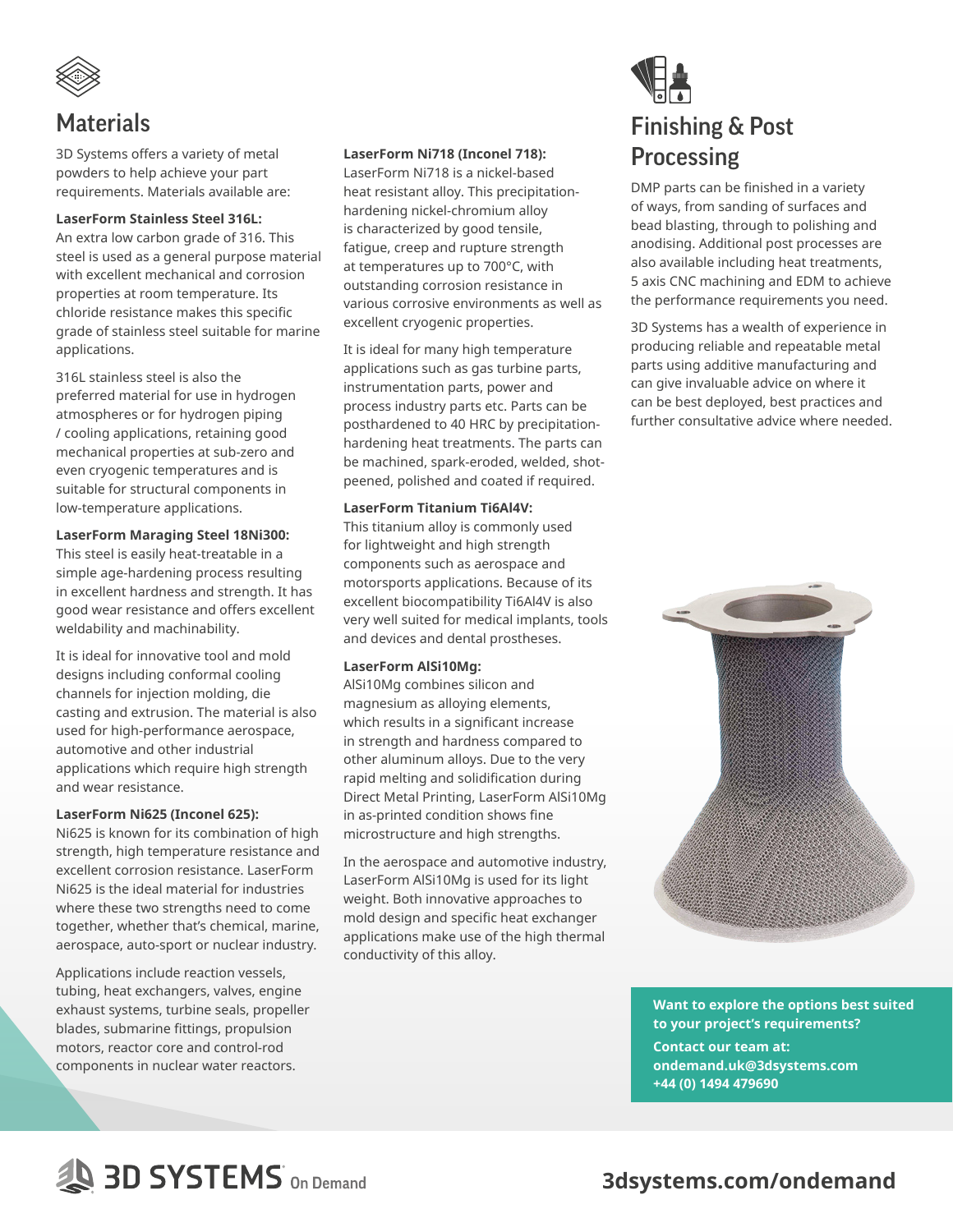## Materials

3D Systems offers a variety of metal powders to help achieve your part requirements. Materials available are:

**LaserForm Stainless Steel 316L:**
An extra low carbon grade of 316. This steel is used as a general purpose material with excellent mechanical and corrosion properties at room temperature. Its chloride resistance makes this specific grade of stainless steel suitable for marine applications.

316L stainless steel is also the preferred material for use in hydrogen atmospheres or for hydrogen piping / cooling applications, retaining good mechanical properties at sub-zero and even cryogenic temperatures and is suitable for structural components in low-temperature applications.

**LaserForm Maraging Steel 18Ni300:**
This steel is easily heat-treatable in a simple age-hardening process resulting in excellent hardness and strength. It has good wear resistance and offers excellent weldability and machinability.

It is ideal for innovative tool and mold designs including conformal cooling channels for injection molding, die casting and extrusion. The material is also used for high-performance aerospace, automotive and other industrial applications which require high strength and wear resistance.

**LaserForm Ni625 (Inconel 625):**
Ni625 is known for its combination of high strength, high temperature resistance and excellent corrosion resistance. LaserForm Ni625 is the ideal material for industries where these two strengths need to come together, whether that's chemical, marine, aerospace, auto-sport or nuclear industry.

Applications include reaction vessels, tubing, heat exchangers, valves, engine exhaust systems, turbine seals, propeller blades, submarine fittings, propulsion motors, reactor core and control-rod components in nuclear water reactors.

**LaserForm Ni718 (Inconel 718):**
LaserForm Ni718 is a nickel-based heat resistant alloy. This precipitation-hardening nickel-chromium alloy is characterized by good tensile, fatigue, creep and rupture strength at temperatures up to 700°C, with outstanding corrosion resistance in various corrosive environments as well as excellent cryogenic properties.

It is ideal for many high temperature applications such as gas turbine parts, instrumentation parts, power and process industry parts etc. Parts can be posthardened to 40 HRC by precipitation-hardening heat treatments. The parts can be machined, spark-eroded, welded, shot-peened, polished and coated if required.

**LaserForm Titanium Ti6Al4V:**
This titanium alloy is commonly used for lightweight and high strength components such as aerospace and motorsports applications. Because of its excellent biocompatibility Ti6Al4V is also very well suited for medical implants, tools and devices and dental prostheses.

**LaserForm AlSi10Mg:**
AlSi10Mg combines silicon and magnesium as alloying elements, which results in a significant increase in strength and hardness compared to other aluminum alloys. Due to the very rapid melting and solidification during Direct Metal Printing, LaserForm AlSi10Mg in as-printed condition shows fine microstructure and high strengths.

In the aerospace and automotive industry, LaserForm AlSi10Mg is used for its light weight. Both innovative approaches to mold design and specific heat exchanger applications make use of the high thermal conductivity of this alloy.

## Finishing & Post Processing

DMP parts can be finished in a variety of ways, from sanding of surfaces and bead blasting, through to polishing and anodising. Additional post processes are also available including heat treatments, 5 axis CNC machining and EDM to achieve the performance requirements you need.

3D Systems has a wealth of experience in producing reliable and repeatable metal parts using additive manufacturing and can give invaluable advice on where it can be best deployed, best practices and further consultative advice where needed.

**Want to explore the options best suited to your project's requirements?**

**Contact our team at:**
**ondemand.uk@3dsystems.com**
**+44 (0) 1494 479690**

3D SYSTEMS On Demand

**3dsystems.com/ondemand**